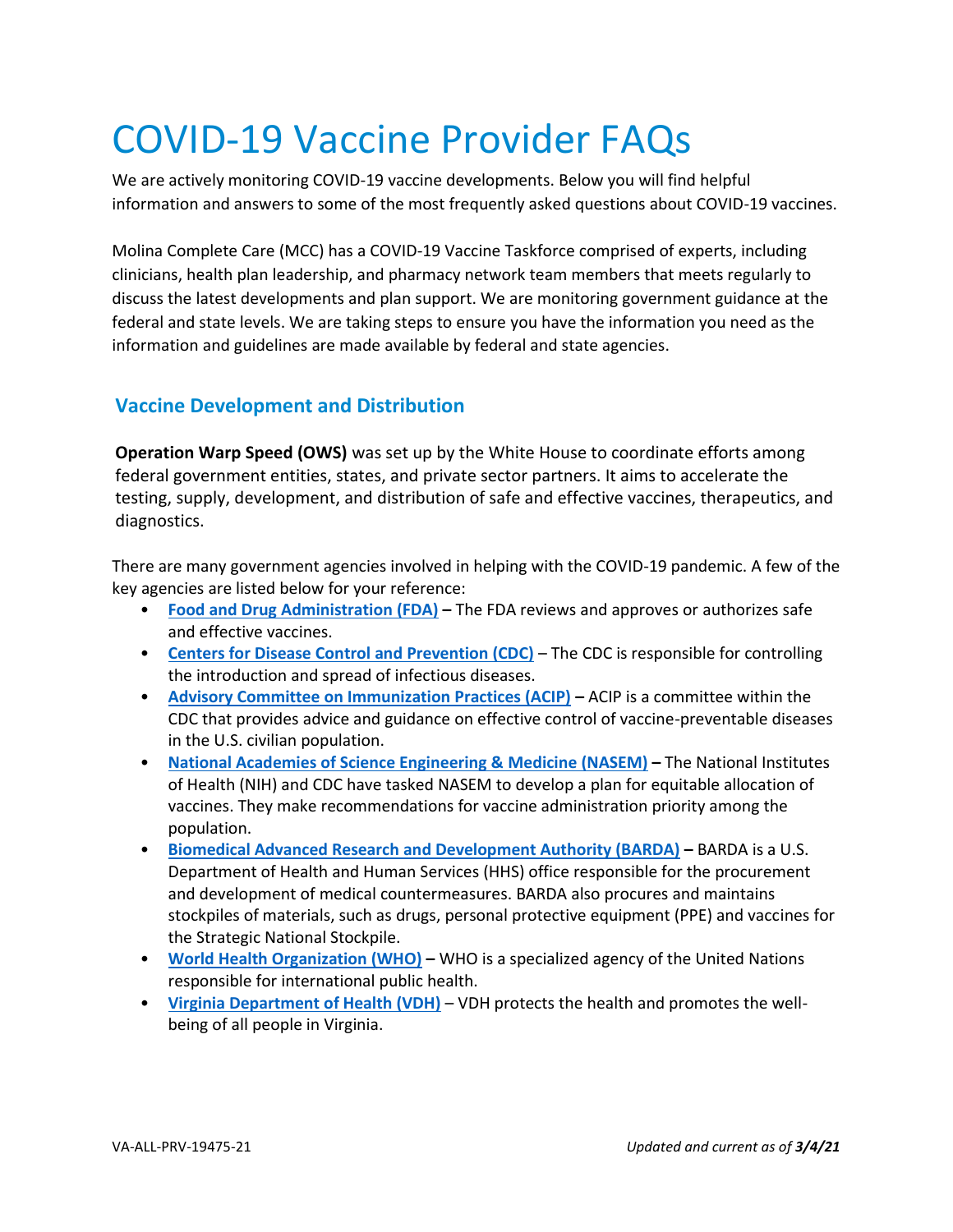# COVID-19 Vaccine Provider FAQs

We are actively monitoring COVID-19 vaccine developments. Below you will find helpful information and answers to some of the most frequently asked questions about COVID-19 vaccines.

Molina Complete Care (MCC) has a COVID-19 Vaccine Taskforce comprised of experts, including clinicians, health plan leadership, and pharmacy network team members that meets regularly to discuss the latest developments and plan support. We are monitoring government guidance at the federal and state levels. We are taking steps to ensure you have the information you need as the information and guidelines are made available by federal and state agencies.

## Vaccine Development and Distribution

**Operation Warp Speed (OWS)** was set up by the White House to coordinate efforts among federal government entities, states, and private sector partners. It aims to accelerate the testing, supply, development, and distribution of safe and effective vaccines, therapeutics, and diagnostics.

There are many government agencies involved in helping with the COVID-19 pandemic. A few of the key agencies are listed below for your reference:

- **Food and Drug Administration (FDA) –** The FDA reviews and approves or authorizes safe and effective vaccines.
- **Centers for Disease Control and Prevention (CDC)** – The CDC is responsible for controlling the introduction and spread of infectious diseases.
- **Advisory Committee on Immunization Practices (ACIP) –** ACIP is a committee within the CDC that provides advice and guidance on effective control of vaccine-preventable diseases in the U.S. civilian population.
- **National Academies of Science Engineering & Medicine (NASEM) –** The National Institutes of Health (NIH) and CDC have tasked NASEM to develop a plan for equitable allocation of vaccines. They make recommendations for vaccine administration priority among the population.
- **Biomedical Advanced Research and Development Authority (BARDA) –** BARDA is a U.S. Department of Health and Human Services (HHS) office responsible for the procurement and development of medical countermeasures. BARDA also procures and maintains stockpiles of materials, such as drugs, personal protective equipment (PPE) and vaccines for the Strategic National Stockpile.
- **World Health Organization (WHO) –** WHO is a specialized agency of the United Nations responsible for international public health.
- **Virginia Department of Health (VDH)** – VDH protects the health and promotes the well-being of all people in Virginia.

VA-ALL-PRV-19475-21 *Updated and current as of **3/4/21***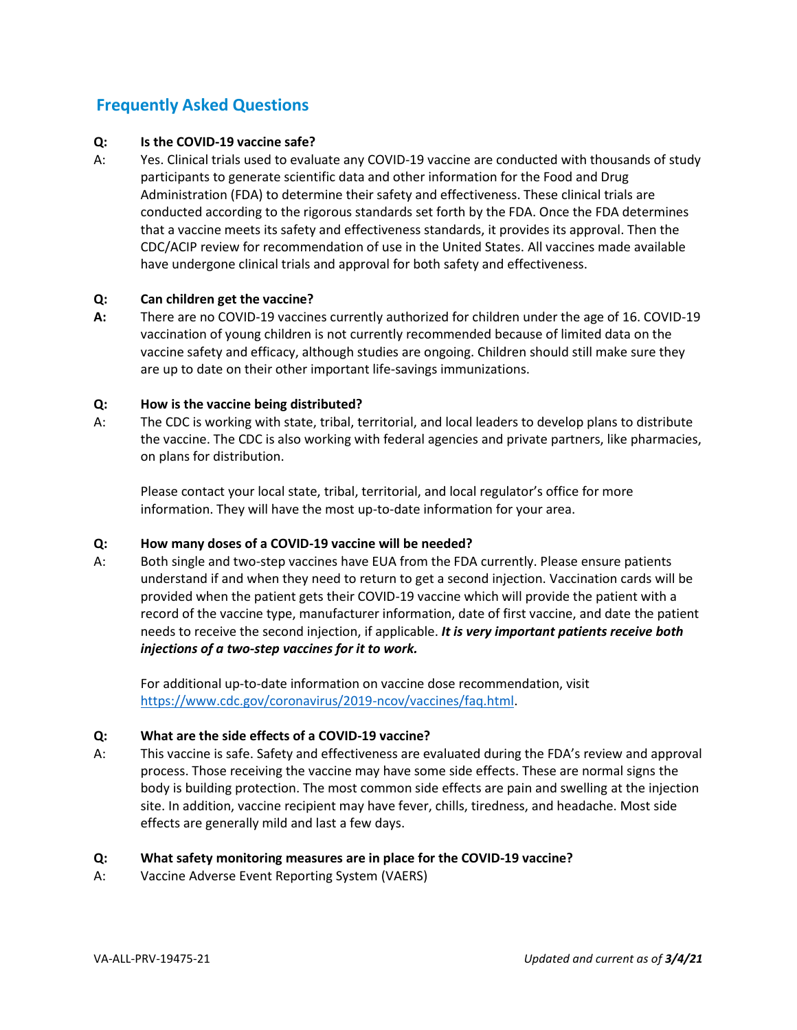## Frequently Asked Questions

**Q: Is the COVID-19 vaccine safe?**

A: Yes. Clinical trials used to evaluate any COVID-19 vaccine are conducted with thousands of study participants to generate scientific data and other information for the Food and Drug Administration (FDA) to determine their safety and effectiveness. These clinical trials are conducted according to the rigorous standards set forth by the FDA. Once the FDA determines that a vaccine meets its safety and effectiveness standards, it provides its approval. Then the CDC/ACIP review for recommendation of use in the United States. All vaccines made available have undergone clinical trials and approval for both safety and effectiveness.

**Q: Can children get the vaccine?**

**A:** There are no COVID-19 vaccines currently authorized for children under the age of 16. COVID-19 vaccination of young children is not currently recommended because of limited data on the vaccine safety and efficacy, although studies are ongoing. Children should still make sure they are up to date on their other important life-savings immunizations.

**Q: How is the vaccine being distributed?**

A: The CDC is working with state, tribal, territorial, and local leaders to develop plans to distribute the vaccine. The CDC is also working with federal agencies and private partners, like pharmacies, on plans for distribution.

Please contact your local state, tribal, territorial, and local regulator's office for more information. They will have the most up-to-date information for your area.

**Q: How many doses of a COVID-19 vaccine will be needed?**

A: Both single and two-step vaccines have EUA from the FDA currently. Please ensure patients understand if and when they need to return to get a second injection. Vaccination cards will be provided when the patient gets their COVID-19 vaccine which will provide the patient with a record of the vaccine type, manufacturer information, date of first vaccine, and date the patient needs to receive the second injection, if applicable. ***It is very important patients receive both injections of a two-step vaccines for it to work.***

For additional up-to-date information on vaccine dose recommendation, visit https://www.cdc.gov/coronavirus/2019-ncov/vaccines/faq.html.

**Q: What are the side effects of a COVID-19 vaccine?**

A: This vaccine is safe. Safety and effectiveness are evaluated during the FDA's review and approval process. Those receiving the vaccine may have some side effects. These are normal signs the body is building protection. The most common side effects are pain and swelling at the injection site. In addition, vaccine recipient may have fever, chills, tiredness, and headache. Most side effects are generally mild and last a few days.

**Q: What safety monitoring measures are in place for the COVID-19 vaccine?**

A: Vaccine Adverse Event Reporting System (VAERS)

VA-ALL-PRV-19475-21 *Updated and current as of **3/4/21***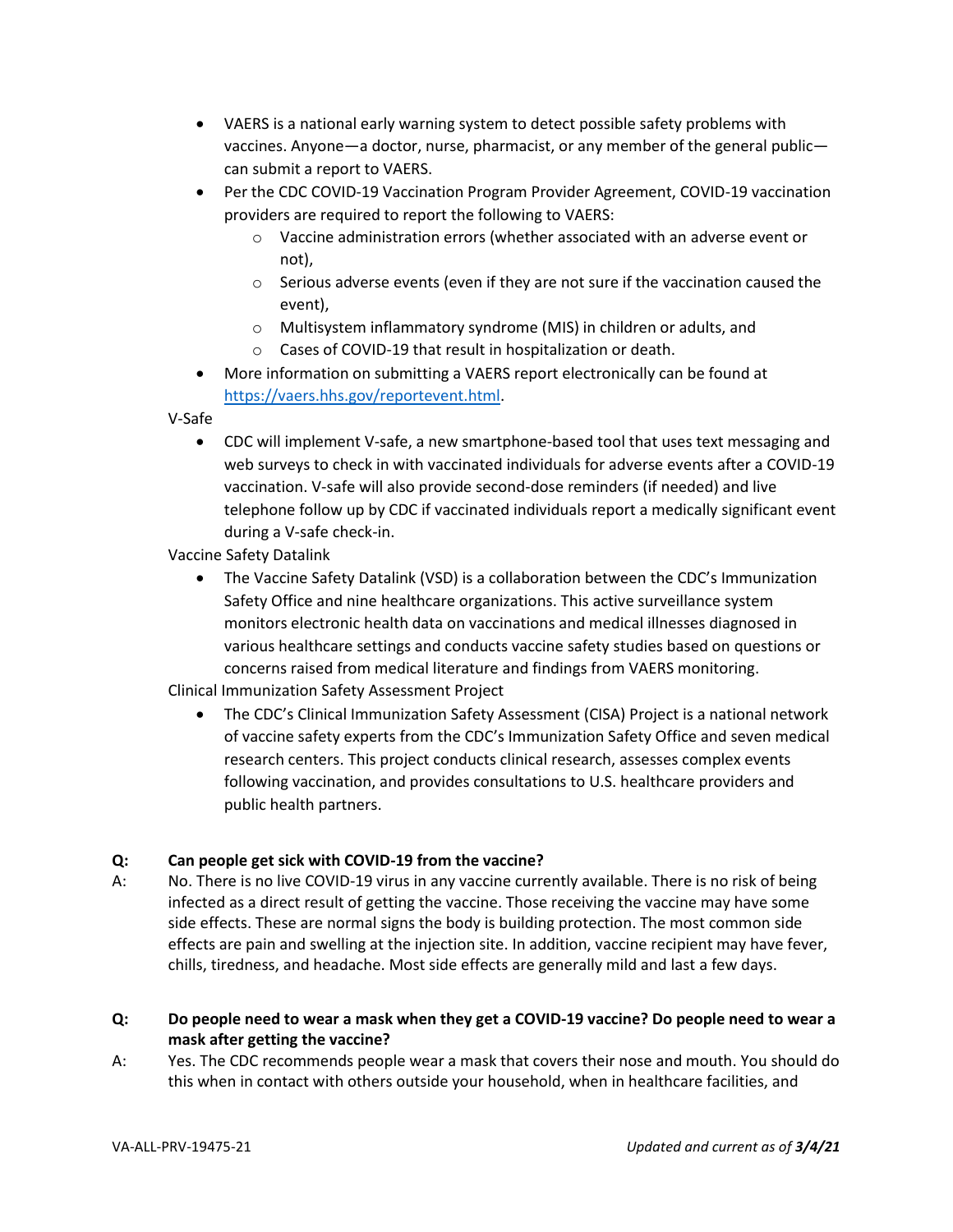- VAERS is a national early warning system to detect possible safety problems with vaccines. Anyone—a doctor, nurse, pharmacist, or any member of the general public—can submit a report to VAERS.
- Per the CDC COVID-19 Vaccination Program Provider Agreement, COVID-19 vaccination providers are required to report the following to VAERS:
  - Vaccine administration errors (whether associated with an adverse event or not),
  - Serious adverse events (even if they are not sure if the vaccination caused the event),
  - Multisystem inflammatory syndrome (MIS) in children or adults, and
  - Cases of COVID-19 that result in hospitalization or death.
- More information on submitting a VAERS report electronically can be found at https://vaers.hhs.gov/reportevent.html.

V-Safe

- CDC will implement V-safe, a new smartphone-based tool that uses text messaging and web surveys to check in with vaccinated individuals for adverse events after a COVID-19 vaccination. V-safe will also provide second-dose reminders (if needed) and live telephone follow up by CDC if vaccinated individuals report a medically significant event during a V-safe check-in.

Vaccine Safety Datalink

- The Vaccine Safety Datalink (VSD) is a collaboration between the CDC's Immunization Safety Office and nine healthcare organizations. This active surveillance system monitors electronic health data on vaccinations and medical illnesses diagnosed in various healthcare settings and conducts vaccine safety studies based on questions or concerns raised from medical literature and findings from VAERS monitoring.

Clinical Immunization Safety Assessment Project

- The CDC's Clinical Immunization Safety Assessment (CISA) Project is a national network of vaccine safety experts from the CDC's Immunization Safety Office and seven medical research centers. This project conducts clinical research, assesses complex events following vaccination, and provides consultations to U.S. healthcare providers and public health partners.

**Q: Can people get sick with COVID-19 from the vaccine?**

A: No. There is no live COVID-19 virus in any vaccine currently available. There is no risk of being infected as a direct result of getting the vaccine. Those receiving the vaccine may have some side effects. These are normal signs the body is building protection. The most common side effects are pain and swelling at the injection site. In addition, vaccine recipient may have fever, chills, tiredness, and headache. Most side effects are generally mild and last a few days.

**Q: Do people need to wear a mask when they get a COVID-19 vaccine? Do people need to wear a mask after getting the vaccine?**

A: Yes. The CDC recommends people wear a mask that covers their nose and mouth. You should do this when in contact with others outside your household, when in healthcare facilities, and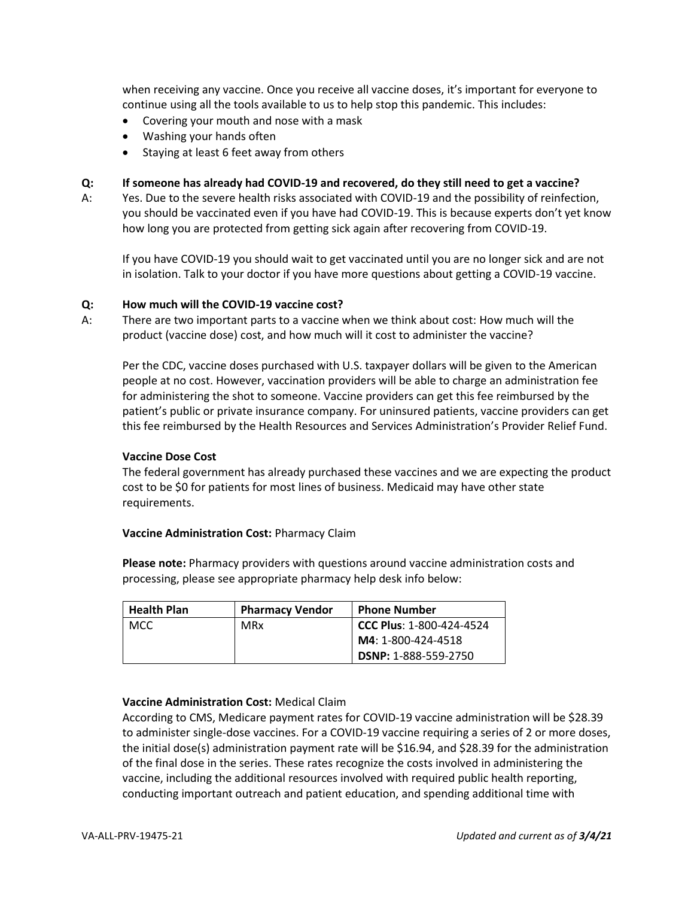when receiving any vaccine. Once you receive all vaccine doses, it's important for everyone to continue using all the tools available to us to help stop this pandemic. This includes:

- Covering your mouth and nose with a mask
- Washing your hands often
- Staying at least 6 feet away from others

**Q: If someone has already had COVID-19 and recovered, do they still need to get a vaccine?**

A: Yes. Due to the severe health risks associated with COVID-19 and the possibility of reinfection, you should be vaccinated even if you have had COVID-19. This is because experts don't yet know how long you are protected from getting sick again after recovering from COVID-19.

If you have COVID-19 you should wait to get vaccinated until you are no longer sick and are not in isolation. Talk to your doctor if you have more questions about getting a COVID-19 vaccine.

**Q: How much will the COVID-19 vaccine cost?**

A: There are two important parts to a vaccine when we think about cost: How much will the product (vaccine dose) cost, and how much will it cost to administer the vaccine?

Per the CDC, vaccine doses purchased with U.S. taxpayer dollars will be given to the American people at no cost. However, vaccination providers will be able to charge an administration fee for administering the shot to someone. Vaccine providers can get this fee reimbursed by the patient's public or private insurance company. For uninsured patients, vaccine providers can get this fee reimbursed by the Health Resources and Services Administration's Provider Relief Fund.

**Vaccine Dose Cost**

The federal government has already purchased these vaccines and we are expecting the product cost to be $0 for patients for most lines of business. Medicaid may have other state requirements.

**Vaccine Administration Cost:** Pharmacy Claim

**Please note:** Pharmacy providers with questions around vaccine administration costs and processing, please see appropriate pharmacy help desk info below:

| Health Plan | Pharmacy Vendor | Phone Number |
|---|---|---|
| MCC | MRx | **CCC Plus**: 1-800-424-4524<br>**M4**: 1-800-424-4518<br>**DSNP:** 1-888-559-2750 |

**Vaccine Administration Cost:** Medical Claim

According to CMS, Medicare payment rates for COVID-19 vaccine administration will be $28.39 to administer single-dose vaccines. For a COVID-19 vaccine requiring a series of 2 or more doses, the initial dose(s) administration payment rate will be $16.94, and $28.39 for the administration of the final dose in the series. These rates recognize the costs involved in administering the vaccine, including the additional resources involved with required public health reporting, conducting important outreach and patient education, and spending additional time with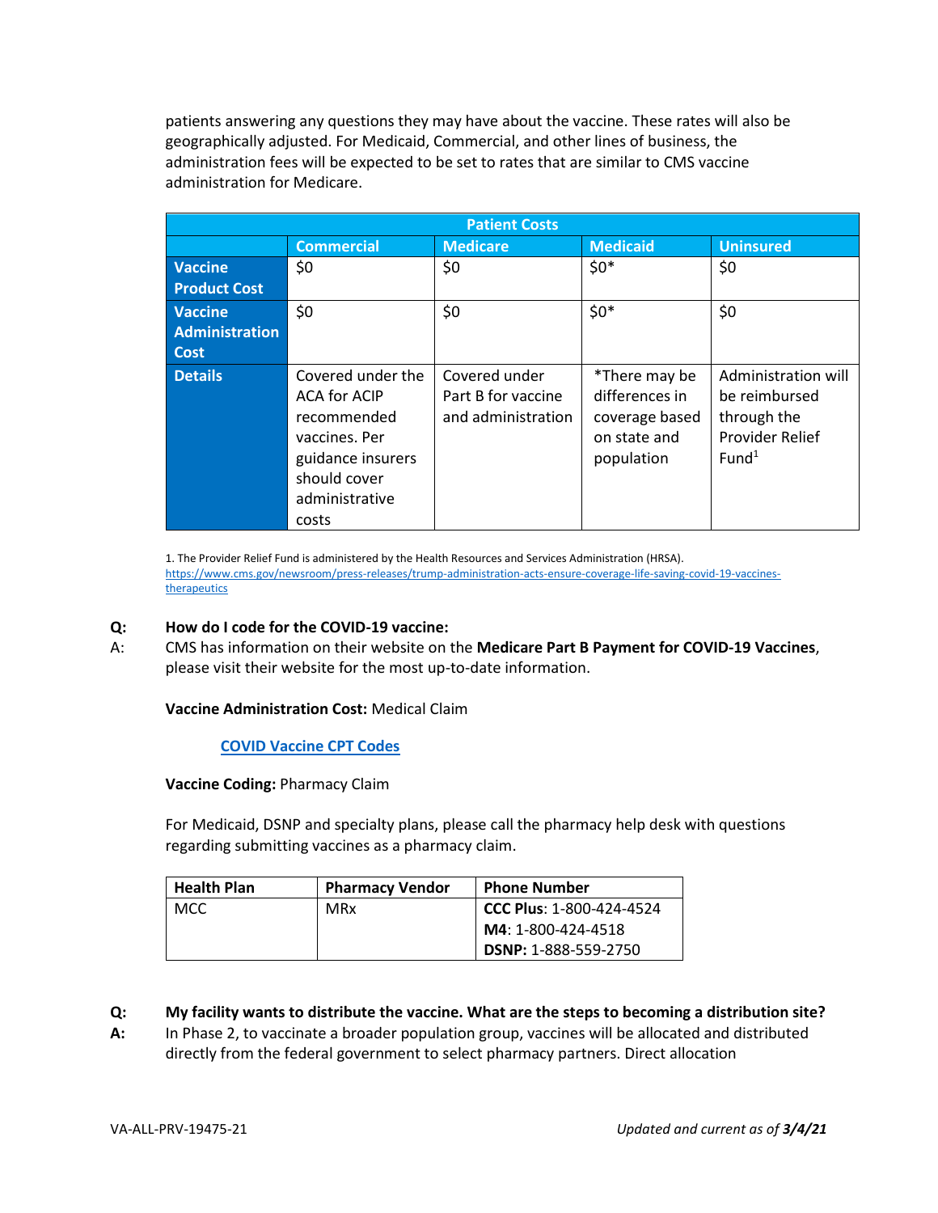patients answering any questions they may have about the vaccine. These rates will also be geographically adjusted. For Medicaid, Commercial, and other lines of business, the administration fees will be expected to be set to rates that are similar to CMS vaccine administration for Medicare.

| Patient Costs | | | | |
|---|---|---|---|---|
| | **Commercial** | **Medicare** | **Medicaid** | **Uninsured** |
| **Vaccine Product Cost** | $0 | $0 | $0* | $0 |
| **Vaccine Administration Cost** | $0 | $0 | $0* | $0 |
| **Details** | Covered under the ACA for ACIP recommended vaccines. Per guidance insurers should cover administrative costs | Covered under Part B for vaccine and administration | *There may be differences in coverage based on state and population | Administration will be reimbursed through the Provider Relief Fund[1] |

1. The Provider Relief Fund is administered by the Health Resources and Services Administration (HRSA). https://www.cms.gov/newsroom/press-releases/trump-administration-acts-ensure-coverage-life-saving-covid-19-vaccines-therapeutics

**Q: How do I code for the COVID-19 vaccine:**

A: CMS has information on their website on the **Medicare Part B Payment for COVID-19 Vaccines**, please visit their website for the most up-to-date information.

**Vaccine Administration Cost:** Medical Claim

[COVID Vaccine CPT Codes]

**Vaccine Coding:** Pharmacy Claim

For Medicaid, DSNP and specialty plans, please call the pharmacy help desk with questions regarding submitting vaccines as a pharmacy claim.

| Health Plan | Pharmacy Vendor | Phone Number |
|---|---|---|
| MCC | MRx | **CCC Plus**: 1-800-424-4524<br>**M4**: 1-800-424-4518<br>**DSNP:** 1-888-559-2750 |

**Q: My facility wants to distribute the vaccine. What are the steps to becoming a distribution site?**

**A:** In Phase 2, to vaccinate a broader population group, vaccines will be allocated and distributed directly from the federal government to select pharmacy partners. Direct allocation

VA-ALL-PRV-19475-21

*Updated and current as of **3/4/21***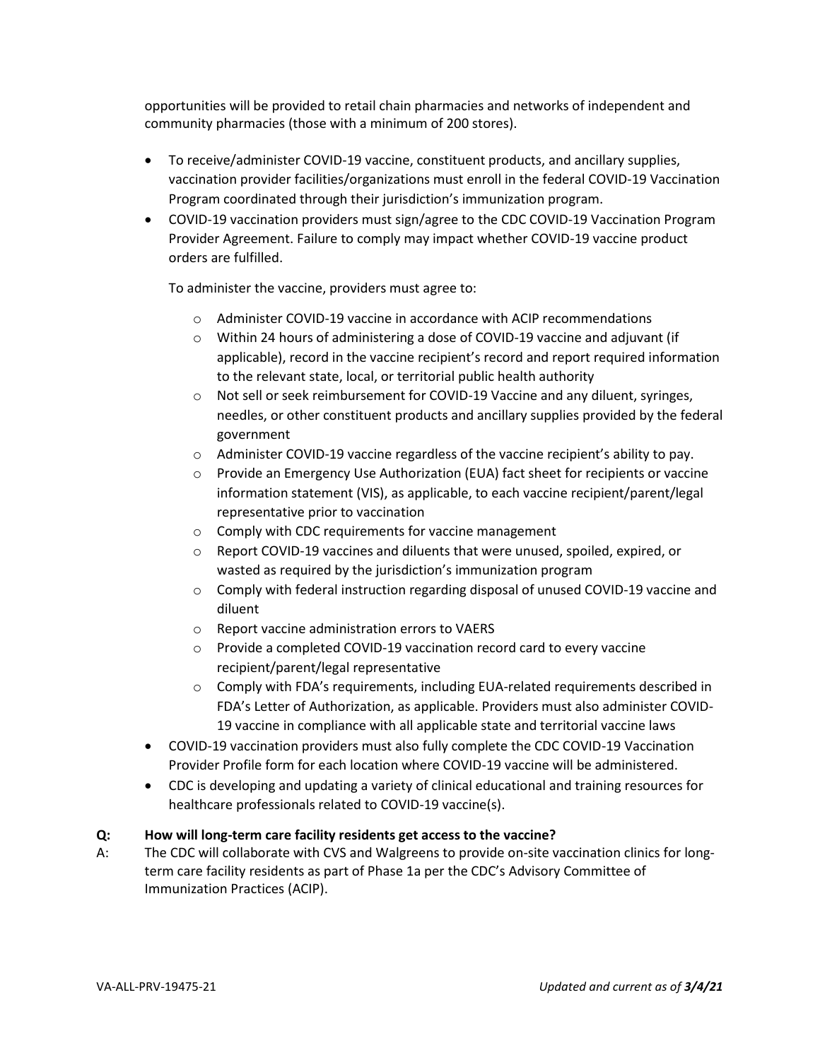opportunities will be provided to retail chain pharmacies and networks of independent and community pharmacies (those with a minimum of 200 stores).

- To receive/administer COVID-19 vaccine, constituent products, and ancillary supplies, vaccination provider facilities/organizations must enroll in the federal COVID-19 Vaccination Program coordinated through their jurisdiction's immunization program.
- COVID-19 vaccination providers must sign/agree to the CDC COVID-19 Vaccination Program Provider Agreement. Failure to comply may impact whether COVID-19 vaccine product orders are fulfilled.

  To administer the vaccine, providers must agree to:

  - Administer COVID-19 vaccine in accordance with ACIP recommendations
  - Within 24 hours of administering a dose of COVID-19 vaccine and adjuvant (if applicable), record in the vaccine recipient's record and report required information to the relevant state, local, or territorial public health authority
  - Not sell or seek reimbursement for COVID-19 Vaccine and any diluent, syringes, needles, or other constituent products and ancillary supplies provided by the federal government
  - Administer COVID-19 vaccine regardless of the vaccine recipient's ability to pay.
  - Provide an Emergency Use Authorization (EUA) fact sheet for recipients or vaccine information statement (VIS), as applicable, to each vaccine recipient/parent/legal representative prior to vaccination
  - Comply with CDC requirements for vaccine management
  - Report COVID-19 vaccines and diluents that were unused, spoiled, expired, or wasted as required by the jurisdiction's immunization program
  - Comply with federal instruction regarding disposal of unused COVID-19 vaccine and diluent
  - Report vaccine administration errors to VAERS
  - Provide a completed COVID-19 vaccination record card to every vaccine recipient/parent/legal representative
  - Comply with FDA's requirements, including EUA-related requirements described in FDA's Letter of Authorization, as applicable. Providers must also administer COVID-19 vaccine in compliance with all applicable state and territorial vaccine laws
- COVID-19 vaccination providers must also fully complete the CDC COVID-19 Vaccination Provider Profile form for each location where COVID-19 vaccine will be administered.
- CDC is developing and updating a variety of clinical educational and training resources for healthcare professionals related to COVID-19 vaccine(s).

**Q: How will long-term care facility residents get access to the vaccine?**

A: The CDC will collaborate with CVS and Walgreens to provide on-site vaccination clinics for long-term care facility residents as part of Phase 1a per the CDC's Advisory Committee of Immunization Practices (ACIP).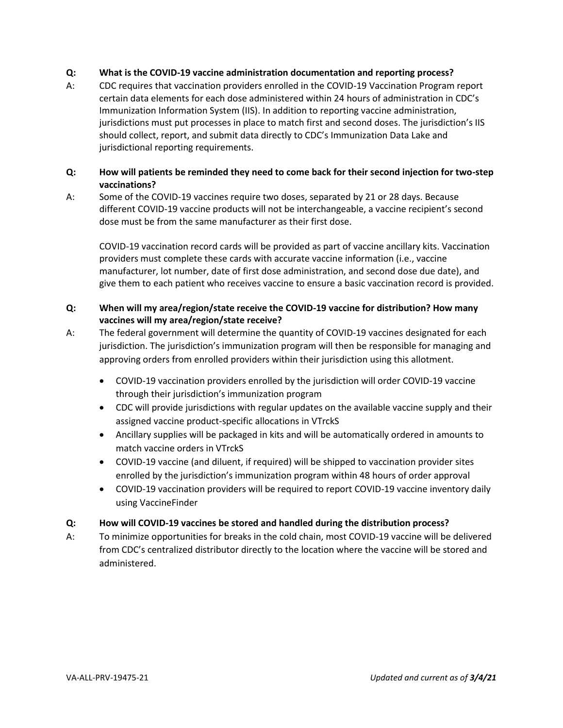**Q: What is the COVID-19 vaccine administration documentation and reporting process?**

A: CDC requires that vaccination providers enrolled in the COVID-19 Vaccination Program report certain data elements for each dose administered within 24 hours of administration in CDC's Immunization Information System (IIS). In addition to reporting vaccine administration, jurisdictions must put processes in place to match first and second doses. The jurisdiction's IIS should collect, report, and submit data directly to CDC's Immunization Data Lake and jurisdictional reporting requirements.

**Q: How will patients be reminded they need to come back for their second injection for two-step vaccinations?**

A: Some of the COVID-19 vaccines require two doses, separated by 21 or 28 days. Because different COVID-19 vaccine products will not be interchangeable, a vaccine recipient's second dose must be from the same manufacturer as their first dose.

COVID-19 vaccination record cards will be provided as part of vaccine ancillary kits. Vaccination providers must complete these cards with accurate vaccine information (i.e., vaccine manufacturer, lot number, date of first dose administration, and second dose due date), and give them to each patient who receives vaccine to ensure a basic vaccination record is provided.

**Q: When will my area/region/state receive the COVID-19 vaccine for distribution? How many vaccines will my area/region/state receive?**

A: The federal government will determine the quantity of COVID-19 vaccines designated for each jurisdiction. The jurisdiction's immunization program will then be responsible for managing and approving orders from enrolled providers within their jurisdiction using this allotment.

- COVID-19 vaccination providers enrolled by the jurisdiction will order COVID-19 vaccine through their jurisdiction's immunization program
- CDC will provide jurisdictions with regular updates on the available vaccine supply and their assigned vaccine product-specific allocations in VTrckS
- Ancillary supplies will be packaged in kits and will be automatically ordered in amounts to match vaccine orders in VTrckS
- COVID-19 vaccine (and diluent, if required) will be shipped to vaccination provider sites enrolled by the jurisdiction's immunization program within 48 hours of order approval
- COVID-19 vaccination providers will be required to report COVID-19 vaccine inventory daily using VaccineFinder

**Q: How will COVID-19 vaccines be stored and handled during the distribution process?**

A: To minimize opportunities for breaks in the cold chain, most COVID-19 vaccine will be delivered from CDC's centralized distributor directly to the location where the vaccine will be stored and administered.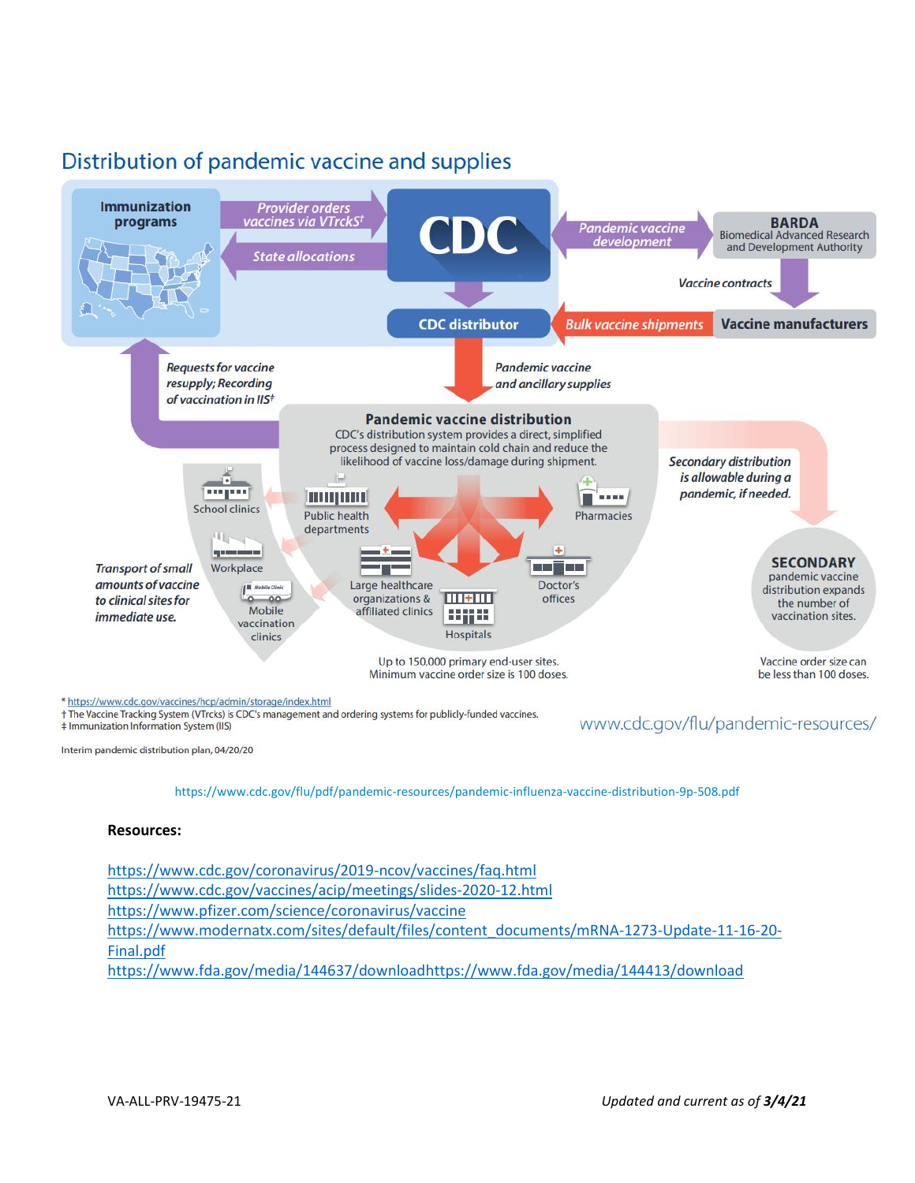## Distribution of pandemic vaccine and supplies

Immunization programs

Provider orders vaccines via VTrcks†

State allocations

CDC

Pandemic vaccine development

BARDA
Biomedical Advanced Research and Development Authority

Vaccine contracts

CDC distributor

Bulk vaccine shipments

Vaccine manufacturers

Requests for vaccine resupply; Recording of vaccination in IIS‡

Pandemic vaccine and ancillary supplies

**Pandemic vaccine distribution**
CDC's distribution system provides a direct, simplified process designed to maintain cold chain and reduce the likelihood of vaccine loss/damage during shipment.

School clinics

Public health departments

Pharmacies

Workplace

Transport of small amounts of vaccine to clinical sites for immediate use.

Mobile vaccination clinics

Large healthcare organizations & affiliated clinics

Hospitals

Doctor's offices

Secondary distribution is allowable during a pandemic, if needed.

**SECONDARY** pandemic vaccine distribution expands the number of vaccination sites.

Up to 150,000 primary end-user sites.
Minimum vaccine order size is 100 doses.

Vaccine order size can be less than 100 doses.

\* https://www.cdc.gov/vaccines/hcp/admin/storage/index.html
† The Vaccine Tracking System (VTrcks) is CDC's management and ordering systems for publicly-funded vaccines.
‡ Immunization Information System (IIS)

www.cdc.gov/flu/pandemic-resources/

Interim pandemic distribution plan, 04/20/20

https://www.cdc.gov/flu/pdf/pandemic-resources/pandemic-influenza-vaccine-distribution-9p-508.pdf

**Resources:**

https://www.cdc.gov/coronavirus/2019-ncov/vaccines/faq.html
https://www.cdc.gov/vaccines/acip/meetings/slides-2020-12.html
https://www.pfizer.com/science/coronavirus/vaccine
https://www.modernatx.com/sites/default/files/content_documents/mRNA-1273-Update-11-16-20-Final.pdf
https://www.fda.gov/media/144637/downloadhttps://www.fda.gov/media/144413/download

VA-ALL-PRV-19475-21

*Updated and current as of **3/4/21***